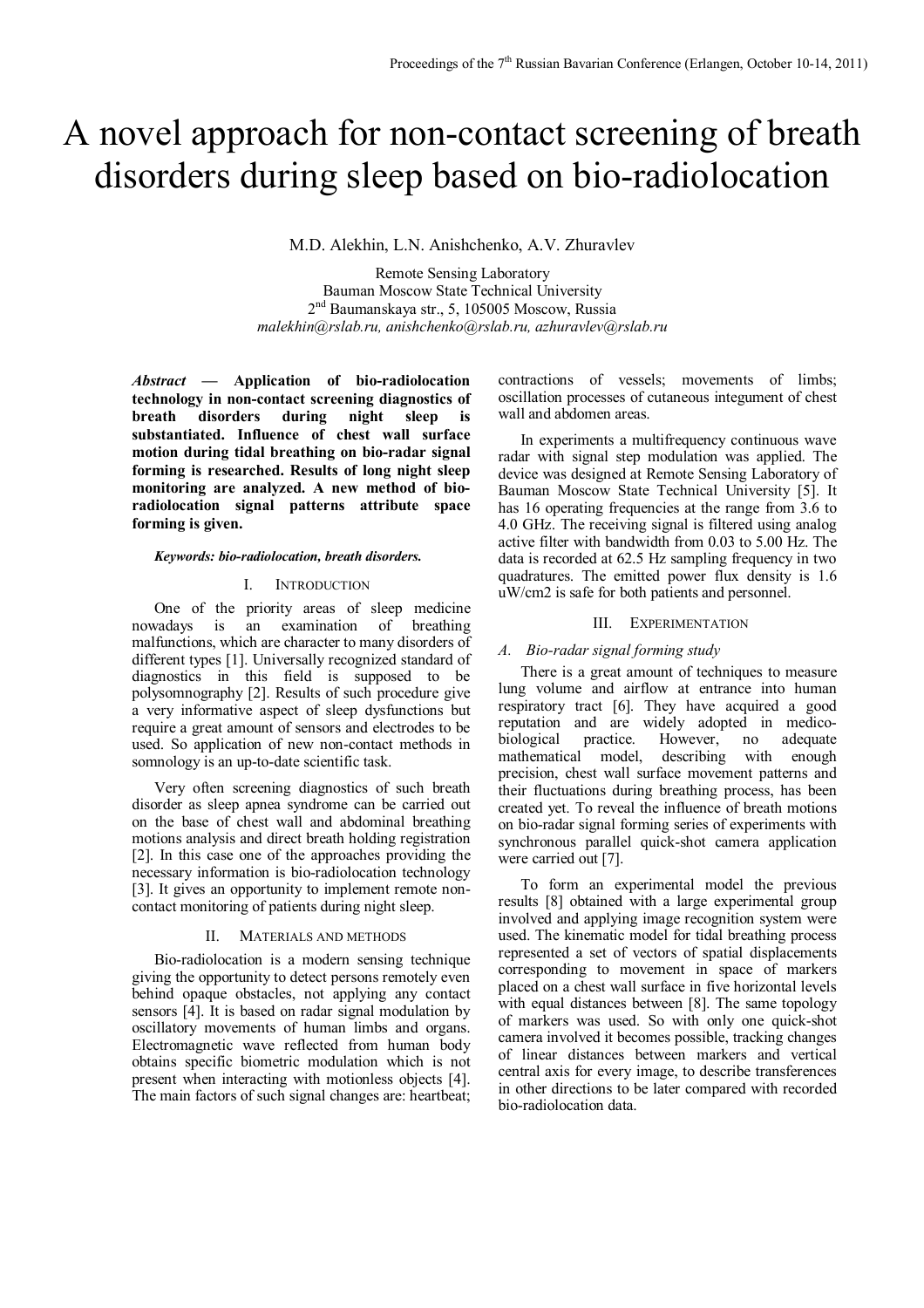// A novel approach for non-contact screening of breath disorders during sleep based on bio-radiolocation

M.D. Alekhin, L.N. Anishchenko, A.V. Zhuravlev

Remote Sensing Laboratory
Bauman Moscow State Technical University
2nd Baumanskaya str., 5, 105005 Moscow, Russia
*malekhin@rslab.ru, anishchenko@rslab.ru, azhuravlev@rslab.ru*

***Abstract* — Application of bio-radiolocation technology in non-contact screening diagnostics of breath disorders during night sleep is substantiated. Influence of chest wall surface motion during tidal breathing on bio-radar signal forming is researched. Results of long night sleep monitoring are analyzed. A new method of bio-radiolocation signal patterns attribute space forming is given.**

***Keywords: bio-radiolocation, breath disorders.***

## I. Introduction

One of the priority areas of sleep medicine nowadays is an examination of breathing malfunctions, which are character to many disorders of different types [1]. Universally recognized standard of diagnostics in this field is supposed to be polysomnography [2]. Results of such procedure give a very informative aspect of sleep dysfunctions but require a great amount of sensors and electrodes to be used. So application of new non-contact methods in somnology is an up-to-date scientific task.

Very often screening diagnostics of such breath disorder as sleep apnea syndrome can be carried out on the base of chest wall and abdominal breathing motions analysis and direct breath holding registration [2]. In this case one of the approaches providing the necessary information is bio-radiolocation technology [3]. It gives an opportunity to implement remote non-contact monitoring of patients during night sleep.

## II. Materials and methods

Bio-radiolocation is a modern sensing technique giving the opportunity to detect persons remotely even behind opaque obstacles, not applying any contact sensors [4]. It is based on radar signal modulation by oscillatory movements of human limbs and organs. Electromagnetic wave reflected from human body obtains specific biometric modulation which is not present when interacting with motionless objects [4]. The main factors of such signal changes are: heartbeat; contractions of vessels; movements of limbs; oscillation processes of cutaneous integument of chest wall and abdomen areas.

In experiments a multifrequency continuous wave radar with signal step modulation was applied. The device was designed at Remote Sensing Laboratory of Bauman Moscow State Technical University [5]. It has 16 operating frequencies at the range from 3.6 to 4.0 GHz. The receiving signal is filtered using analog active filter with bandwidth from 0.03 to 5.00 Hz. The data is recorded at 62.5 Hz sampling frequency in two quadratures. The emitted power flux density is 1.6 uW/cm2 is safe for both patients and personnel.

## III. Experimentation

### A. Bio-radar signal forming study

There is a great amount of techniques to measure lung volume and airflow at entrance into human respiratory tract [6]. They have acquired a good reputation and are widely adopted in medico-biological practice. However, no adequate mathematical model, describing with enough precision, chest wall surface movement patterns and their fluctuations during breathing process, has been created yet. To reveal the influence of breath motions on bio-radar signal forming series of experiments with synchronous parallel quick-shot camera application were carried out [7].

To form an experimental model the previous results [8] obtained with a large experimental group involved and applying image recognition system were used. The kinematic model for tidal breathing process represented a set of vectors of spatial displacements corresponding to movement in space of markers placed on a chest wall surface in five horizontal levels with equal distances between [8]. The same topology of markers was used. So with only one quick-shot camera involved it becomes possible, tracking changes of linear distances between markers and vertical central axis for every image, to describe transferences in other directions to be later compared with recorded bio-radiolocation data.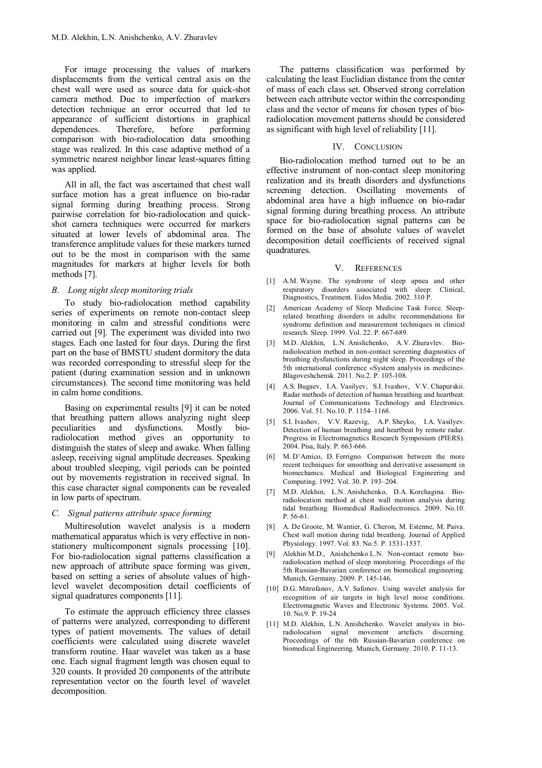For image processing the values of markers displacements from the vertical central axis on the chest wall were used as source data for quick-shot camera method. Due to imperfection of markers detection technique an error occurred that led to appearance of sufficient distortions in graphical dependences. Therefore, before performing comparison with bio-radiolocation data smoothing stage was realized. In this case adaptive method of a symmetric nearest neighbor linear least-squares fitting was applied.

All in all, the fact was ascertained that chest wall surface motion has a great influence on bio-radar signal forming during breathing process. Strong pairwise correlation for bio-radiolocation and quick-shot camera techniques were occurred for markers situated at lower levels of abdominal area. The transference amplitude values for these markers turned out to be the most in comparison with the same magnitudes for markers at higher levels for both methods [7].

### *B. Long night sleep monitoring trials*

To study bio-radiolocation method capability series of experiments on remote non-contact sleep monitoring in calm and stressful conditions were carried out [9]. The experiment was divided into two stages. Each one lasted for four days. During the first part on the base of BMSTU student dormitory the data was recorded corresponding to stressful sleep for the patient (during examination session and in unknown circumstances). The second time monitoring was held in calm home conditions.

Basing on experimental results [9] it can be noted that breathing pattern allows analyzing night sleep peculiarities and dysfunctions. Mostly bio-radiolocation method gives an opportunity to distinguish the states of sleep and awake. When falling asleep, receiving signal amplitude decreases. Speaking about troubled sleeping, vigil periods can be pointed out by movements registration in received signal. In this case character signal components can be revealed in low parts of spectrum.

### *C. Signal patterns attribute space forming*

Multiresolution wavelet analysis is a modern mathematical apparatus which is very effective in non-stationery multicomponent signals processing [10]. For bio-radiolocation signal patterns classification a new approach of attribute space forming was given, based on setting a series of absolute values of high-level wavelet decomposition detail coefficients of signal quadratures components [11].

To estimate the approach efficiency three classes of patterns were analyzed, corresponding to different types of patient movements. The values of detail coefficients were calculated using discrete wavelet transform routine. Haar wavelet was taken as a base one. Each signal fragment length was chosen equal to 320 counts. It provided 20 components of the attribute representation vector on the fourth level of wavelet decomposition.

The patterns classification was performed by calculating the least Euclidian distance from the center of mass of each class set. Observed strong correlation between each attribute vector within the corresponding class and the vector of means for chosen types of bio-radiolocation movement patterns should be considered as significant with high level of reliability [11].

## IV. Conclusion

Bio-radiolocation method turned out to be an effective instrument of non-contact sleep monitoring realization and its breath disorders and dysfunctions screening detection. Oscillating movements of abdominal area have a high influence on bio-radar signal forming during breathing process. An attribute space for bio-radiolocation signal patterns can be formed on the base of absolute values of wavelet decomposition detail coefficients of received signal quadratures.

## V. References

[1] A.M. Wayne. The syndrome of sleep apnea and other respiratory disorders associated with sleep: Clinical, Diagnostics, Treatment. Eidos Media. 2002. 310 P.

[2] American Academy of Sleep Medicine Task Force. Sleep-related breathing disorders in adults: recommendations for syndrome definition and measurement techniques in clinical research. Sleep. 1999. Vol. 22. P. 667-689.

[3] M.D. Alekhin, L.N. Anishchenko, A.V. Zhuravlev. Bio-radiolocation method in non-contact screening diagnostics of breathing dysfunctions during night sleep. Proceedings of the 5th international conference «System analysis in medicine». Blagoveshchensk. 2011. No.2. P. 105-108.

[4] A.S. Bugaev, I.A. Vasilyev, S.I. Ivashov, V.V. Chapurskii. Radar methods of detection of human breathing and heartbeat. Journal of Communications Technology and Electronics. 2006. Vol. 51. No.10. P. 1154–1168.

[5] S.I. Ivashov, V.V. Razevig, A.P. Sheyko, I.A. Vasilyev. Detection of human breathing and heartbeat by remote radar. Progress in Electromagnetics Research Symposium (PIERS). 2004. Pisa, Italy. P. 663-666.

[6] M. D'Amico, D. Ferrigno. Comparison between the more recent techniques for smoothing and derivative assessment in biomechanics. Medical and Biological Engineering and Computing. 1992. Vol. 30. P. 193–204.

[7] M.D. Alekhin, L.N. Anishchenko, D.A. Korchagina. Bio-radiolocation method at chest wall motion analysis during tidal breathing. Biomedical Radioelectronics. 2009. No.10. P. 56-61.

[8] A. De Groote, M. Wantier, G. Cheron, M. Estenne, M. Paiva. Chest wall motion during tidal breathing. Journal of Applied Physiology. 1997. Vol. 83. No.5. P. 1531-1537.

[9] Alekhin M.D., Anishchenko L.N. Non-contact remote bio-radiolocation method of sleep monitoring. Proceedings of the 5th Russian-Bavarian conference on biomedical engineering. Munich, Germany. 2009. P. 145-146.

[10] D.G. Mitrofanov, A.V. Safonov. Using wavelet analysis for recognition of air targets in high level noise conditions. Electromagnetic Waves and Electronic Systems. 2005. Vol. 10. No.9. P. 19-24

[11] M.D. Alekhin, L.N. Anishchenko. Wavelet analysis in bio-radiolocation signal movement artefacts discerning. Proceedings of the 6th Russian-Bavarian conference on biomedical Engineering. Munich, Germany. 2010. P. 11-13.